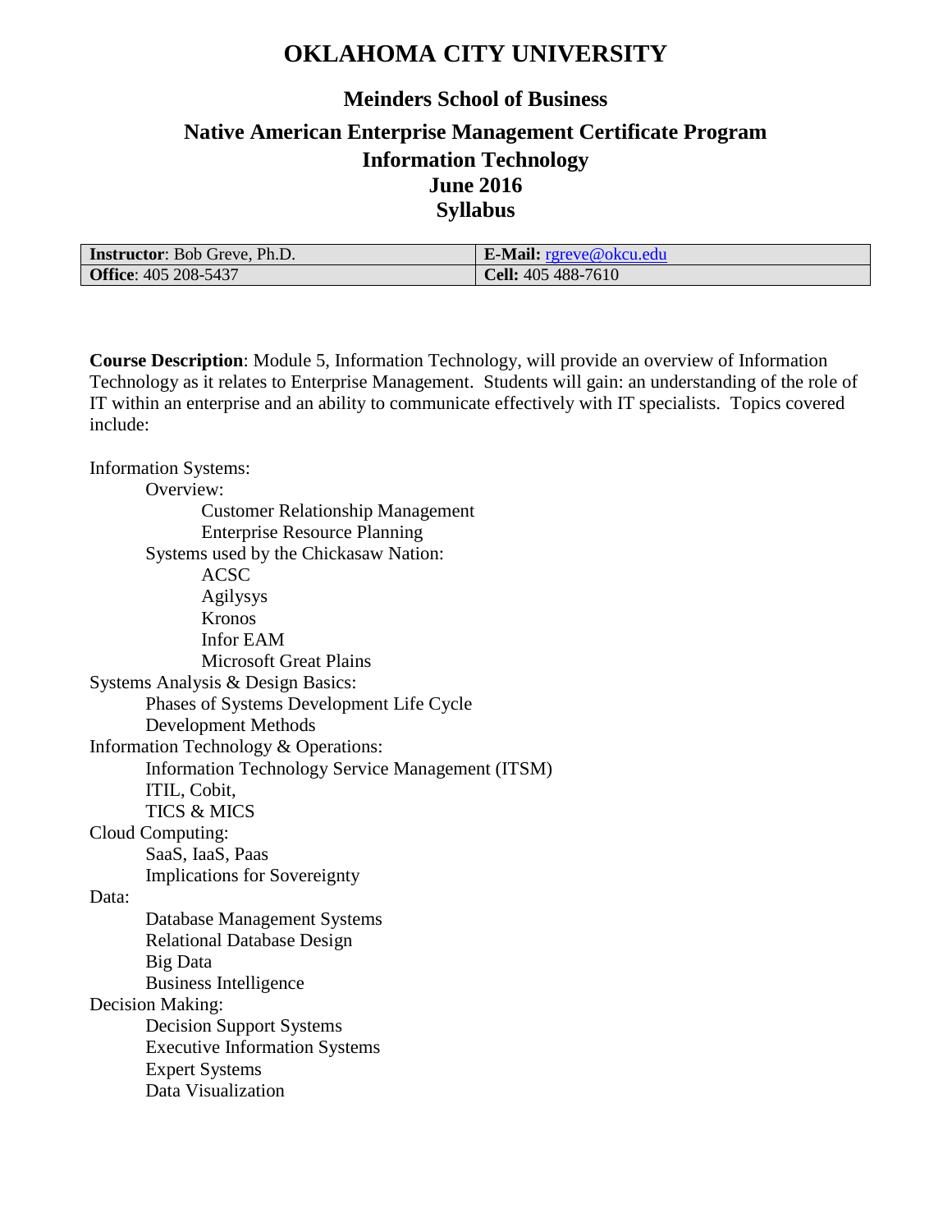# OKLAHOMA CITY UNIVERSITY

## Meinders School of Business

## Native American Enterprise Management Certificate Program
## Information Technology
## June 2016
## Syllabus

| **Instructor**: Bob Greve, Ph.D. | **E-Mail:** rgreve@okcu.edu |
|---|---|
| **Office**: 405 208-5437 | **Cell:** 405 488-7610 |

**Course Description**: Module 5, Information Technology, will provide an overview of Information Technology as it relates to Enterprise Management. Students will gain: an understanding of the role of IT within an enterprise and an ability to communicate effectively with IT specialists. Topics covered include:

- Information Systems:
  - Overview:
    - Customer Relationship Management
    - Enterprise Resource Planning
  - Systems used by the Chickasaw Nation:
    - ACSC
    - Agilysys
    - Kronos
    - Infor EAM
    - Microsoft Great Plains
- Systems Analysis & Design Basics:
  - Phases of Systems Development Life Cycle
  - Development Methods
- Information Technology & Operations:
  - Information Technology Service Management (ITSM)
  - ITIL, Cobit,
  - TICS & MICS
- Cloud Computing:
  - SaaS, IaaS, Paas
  - Implications for Sovereignty
- Data:
  - Database Management Systems
  - Relational Database Design
  - Big Data
  - Business Intelligence
- Decision Making:
  - Decision Support Systems
  - Executive Information Systems
  - Expert Systems
  - Data Visualization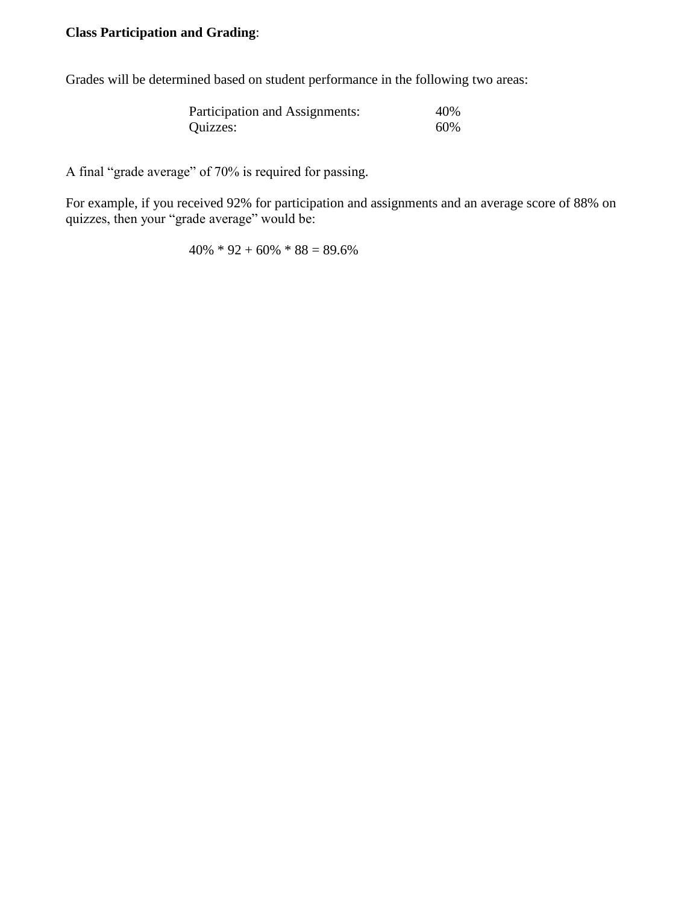**Class Participation and Grading**:

Grades will be determined based on student performance in the following two areas:

| | |
|---|---|
| Participation and Assignments: | 40% |
| Quizzes: | 60% |

A final "grade average" of 70% is required for passing.

For example, if you received 92% for participation and assignments and an average score of 88% on quizzes, then your "grade average" would be:

$$40\% * 92 + 60\% * 88 = 89.6\%$$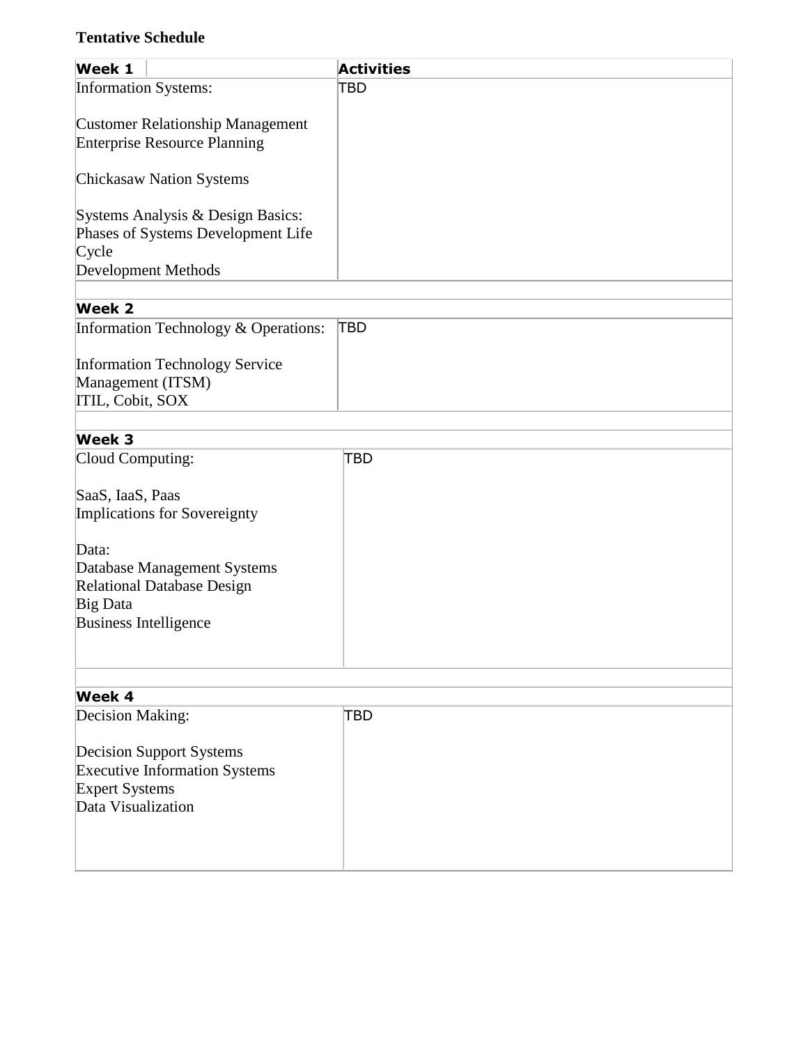**Tentative Schedule**

| Week 1 | Activities |
|---|---|
| Information Systems:<br><br>Customer Relationship Management<br>Enterprise Resource Planning<br><br>Chickasaw Nation Systems<br><br>Systems Analysis & Design Basics:<br>Phases of Systems Development Life Cycle<br>Development Methods | TBD |
| | |
| **Week 2** | |
| Information Technology & Operations:<br><br>Information Technology Service Management (ITSM)<br>ITIL, Cobit, SOX | TBD |
| | |
| **Week 3** | |
| Cloud Computing:<br><br>SaaS, IaaS, Paas<br>Implications for Sovereignty<br><br>Data:<br>Database Management Systems<br>Relational Database Design<br>Big Data<br>Business Intelligence | TBD |
| | |
| **Week 4** | |
| Decision Making:<br><br>Decision Support Systems<br>Executive Information Systems<br>Expert Systems<br>Data Visualization | TBD |